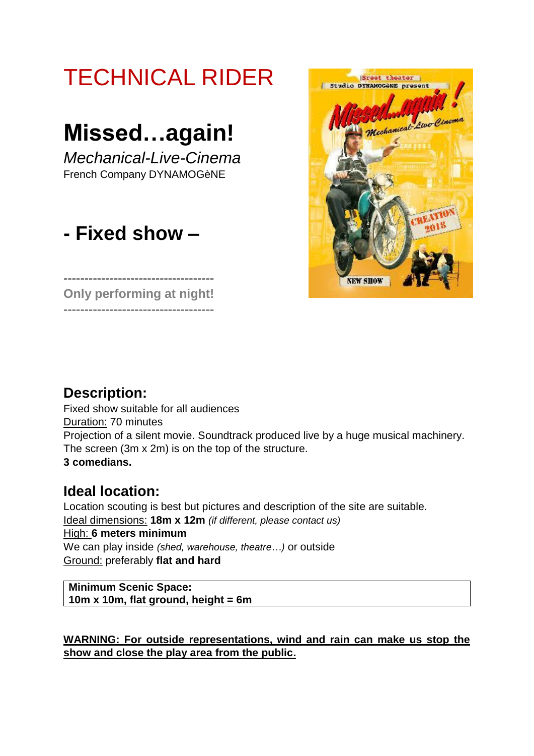# TECHNICAL RIDER

# Missed…again!

*Mechanical-Live-Cinema*

French Company DYNAMOGèNE

## - Fixed show –

------------------------------------

**Only performing at night!**

------------------------------------

## Description:

Fixed show suitable for all audiences

Duration: 70 minutes

Projection of a silent movie. Soundtrack produced live by a huge musical machinery.

The screen (3m x 2m) is on the top of the structure.

**3 comedians.**

## Ideal location:

Location scouting is best but pictures and description of the site are suitable.

Ideal dimensions: **18m x 12m** *(if different, please contact us)*

High: **6 meters minimum**

We can play inside *(shed, warehouse, theatre…)* or outside

Ground: preferably **flat and hard**

| **Minimum Scenic Space:**<br>**10m x 10m, flat ground, height = 6m** |
|---|

**WARNING: For outside representations, wind and rain can make us stop the show and close the play area from the public.**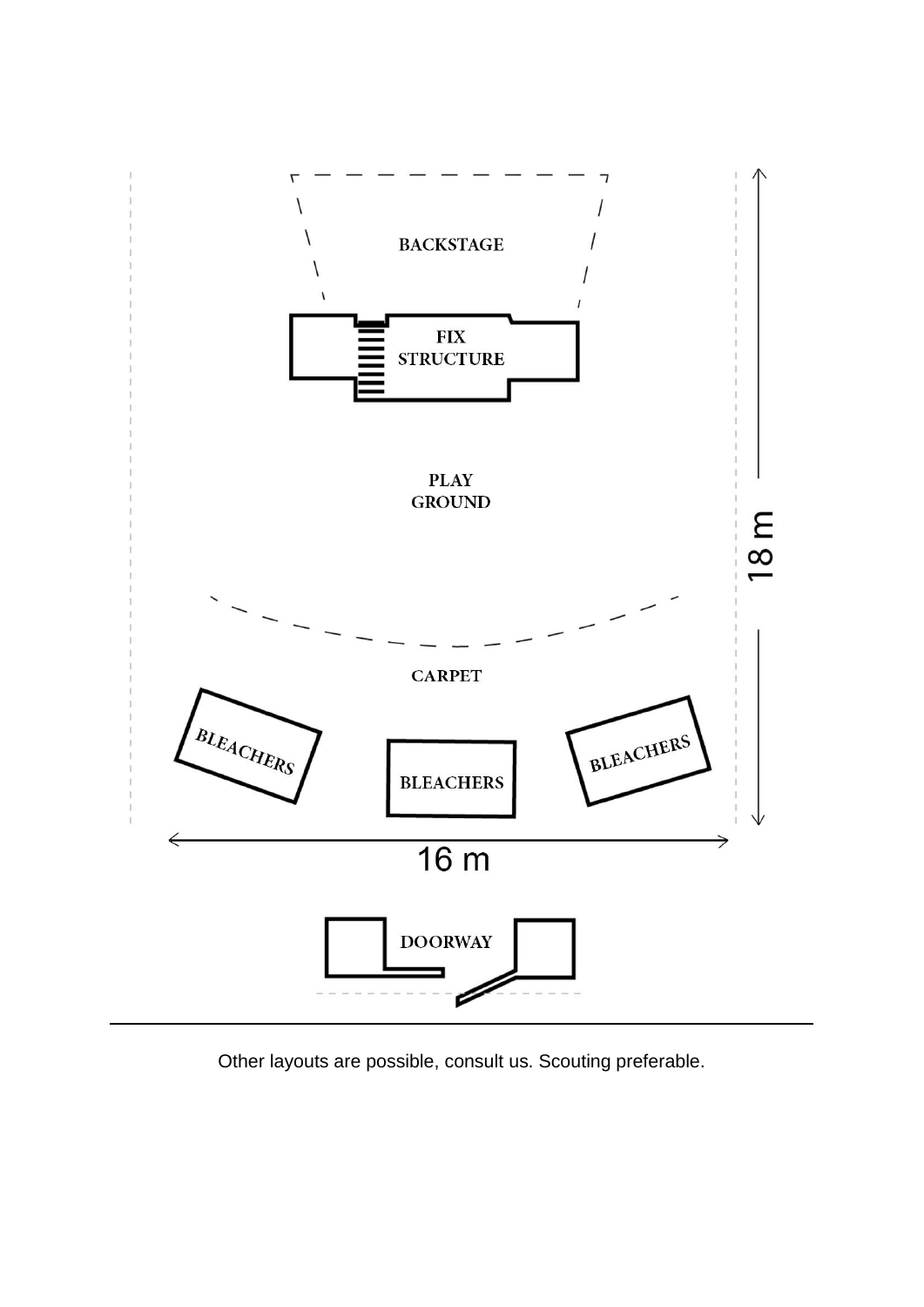BACKSTAGE

FIX STRUCTURE

PLAY GROUND

CARPET

BLEACHERS

BLEACHERS

BLEACHERS

18 m

16 m

DOORWAY

---

Other layouts are possible, consult us. Scouting preferable.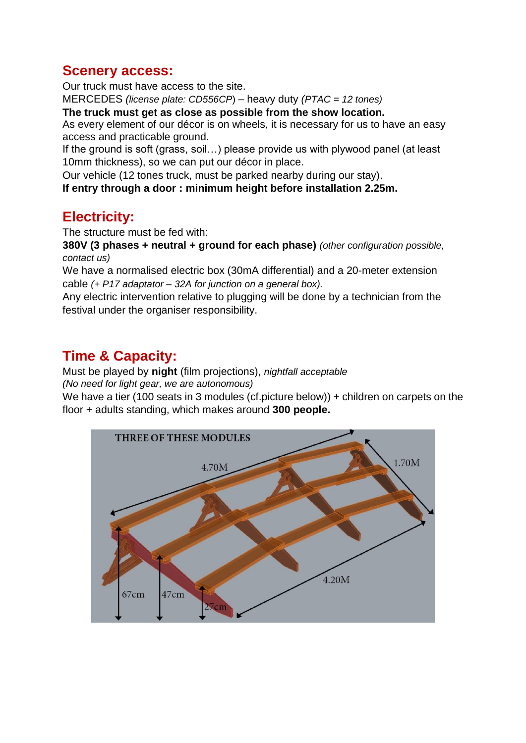## Scenery access:

Our truck must have access to the site.
MERCEDES *(license plate: CD556CP)* – heavy duty *(PTAC = 12 tones)*
**The truck must get as close as possible from the show location.**
As every element of our décor is on wheels, it is necessary for us to have an easy access and practicable ground.
If the ground is soft (grass, soil…) please provide us with plywood panel (at least 10mm thickness), so we can put our décor in place.
Our vehicle (12 tones truck, must be parked nearby during our stay).
**If entry through a door : minimum height before installation 2.25m.**

## Electricity:

The structure must be fed with:
**380V (3 phases + neutral + ground for each phase)** *(other configuration possible, contact us)*
We have a normalised electric box (30mA differential) and a 20-meter extension cable *(+ P17 adaptator – 32A for junction on a general box).*
Any electric intervention relative to plugging will be done by a technician from the festival under the organiser responsibility.

## Time & Capacity:

Must be played by **night** (film projections), *nightfall acceptable*
*(No need for light gear, we are autonomous)*
We have a tier (100 seats in 3 modules (cf.picture below)) + children on carpets on the floor + adults standing, which makes around **300 people.**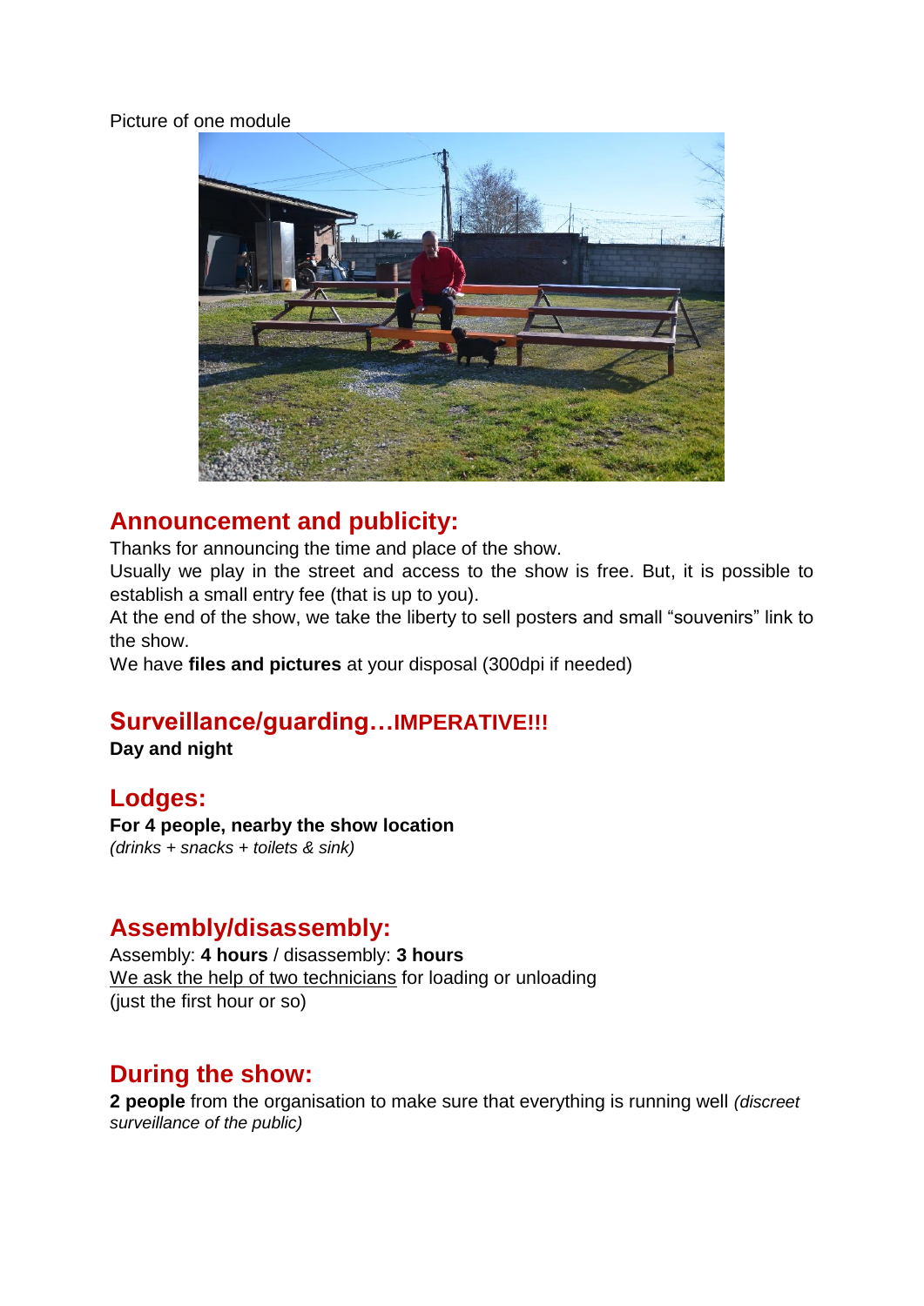Picture of one module

## Announcement and publicity:

Thanks for announcing the time and place of the show.
Usually we play in the street and access to the show is free. But, it is possible to establish a small entry fee (that is up to you).
At the end of the show, we take the liberty to sell posters and small "souvenirs" link to the show.
We have **files and pictures** at your disposal (300dpi if needed)

## Surveillance/guarding…IMPERATIVE!!!

**Day and night**

## Lodges:

**For 4 people, nearby the show location**
*(drinks + snacks + toilets & sink)*

## Assembly/disassembly:

Assembly: **4 hours** / disassembly: **3 hours**
<u>We ask the help of two technicians</u> for loading or unloading
(just the first hour or so)

## During the show:

**2 people** from the organisation to make sure that everything is running well *(discreet surveillance of the public)*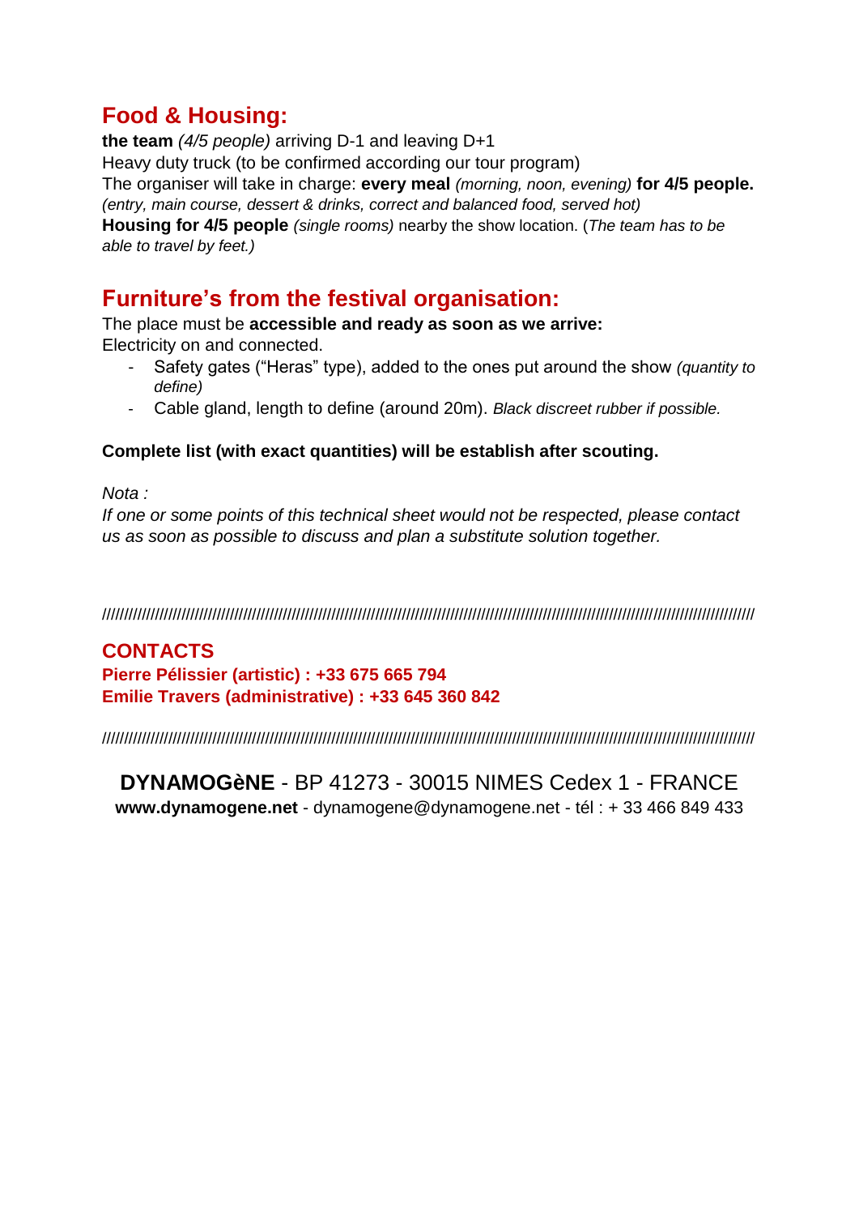## Food & Housing:

**the team** *(4/5 people)* arriving D-1 and leaving D+1
Heavy duty truck (to be confirmed according our tour program)
The organiser will take in charge: **every meal** *(morning, noon, evening)* **for 4/5 people.**
*(entry, main course, dessert & drinks, correct and balanced food, served hot)*
**Housing for 4/5 people** *(single rooms)* nearby the show location. (*The team has to be able to travel by feet.)*

## Furniture's from the festival organisation:

The place must be **accessible and ready as soon as we arrive:**
Electricity on and connected.

- Safety gates ("Heras" type), added to the ones put around the show *(quantity to define)*
- Cable gland, length to define (around 20m). *Black discreet rubber if possible.*

**Complete list (with exact quantities) will be establish after scouting.**

*Nota :*
*If one or some points of this technical sheet would not be respected, please contact us as soon as possible to discuss and plan a substitute solution together.*

////////////////////////////////////////////////////////////////////////////////////////////////////////////////////////////////////////////////////////////

## CONTACTS

**Pierre Pélissier (artistic) : +33 675 665 794**
**Emilie Travers (administrative) : +33 645 360 842**

////////////////////////////////////////////////////////////////////////////////////////////////////////////////////////////////////////////////////////////

**DYNAMOGèNE** - BP 41273 - 30015 NIMES Cedex 1 - FRANCE
**www.dynamogene.net** - dynamogene@dynamogene.net - tél : + 33 466 849 433